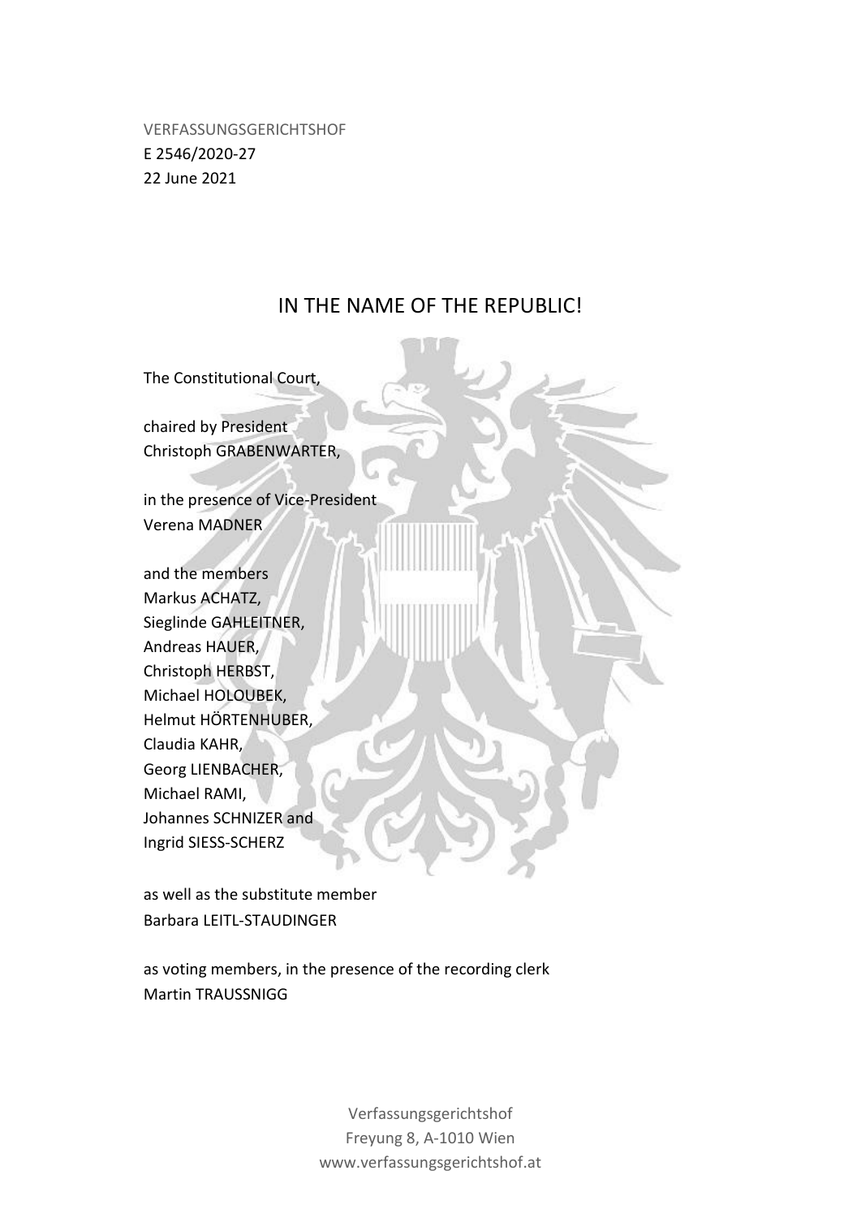VERFASSUNGSGERICHTSHOF
E 2546/2020-27
22 June 2021

# IN THE NAME OF THE REPUBLIC!

The Constitutional Court,

chaired by President
Christoph GRABENWARTER,

in the presence of Vice-President
Verena MADNER

and the members
Markus ACHATZ,
Sieglinde GAHLEITNER,
Andreas HAUER,
Christoph HERBST,
Michael HOLOUBEK,
Helmut HÖRTENHUBER,
Claudia KAHR,
Georg LIENBACHER,
Michael RAMI,
Johannes SCHNIZER and
Ingrid SIESS-SCHERZ

as well as the substitute member
Barbara LEITL-STAUDINGER

as voting members, in the presence of the recording clerk
Martin TRAUSSNIGG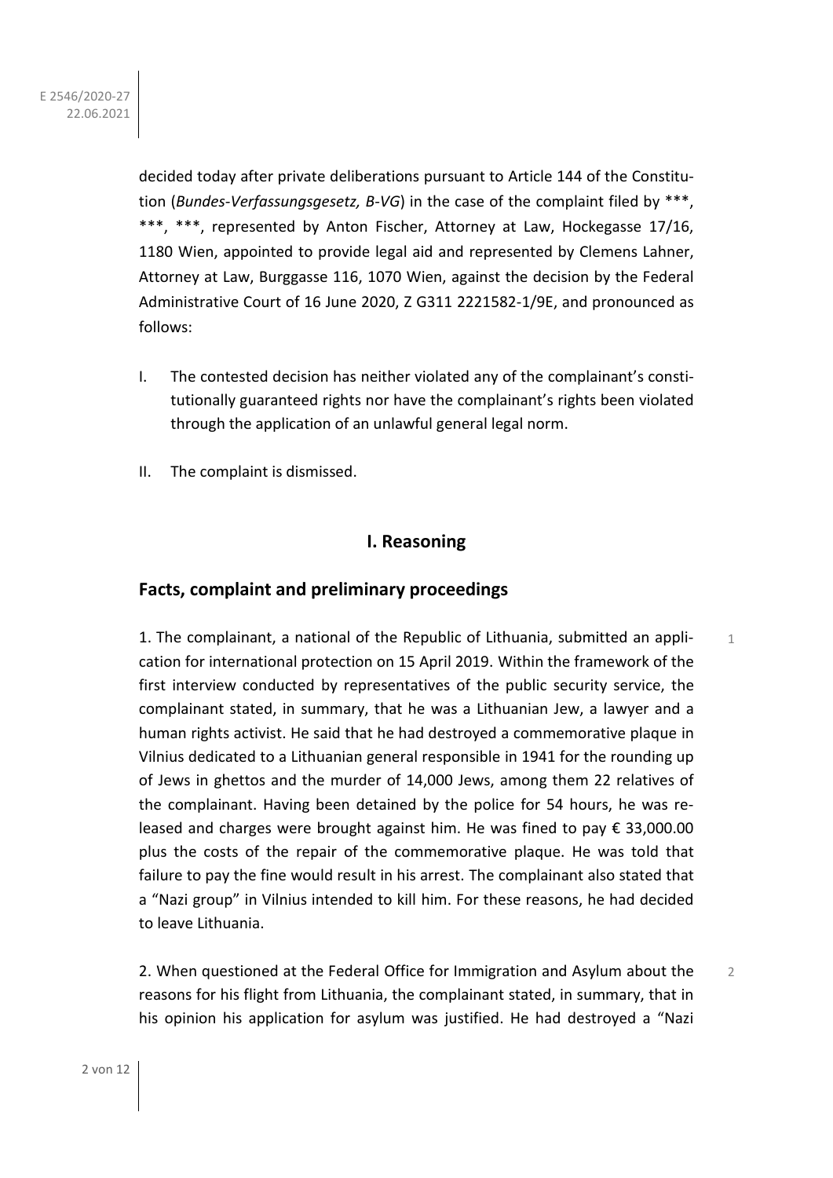decided today after private deliberations pursuant to Article 144 of the Constitution (*Bundes-Verfassungsgesetz, B-VG*) in the case of the complaint filed by ***, ***, ***, represented by Anton Fischer, Attorney at Law, Hockegasse 17/16, 1180 Wien, appointed to provide legal aid and represented by Clemens Lahner, Attorney at Law, Burggasse 116, 1070 Wien, against the decision by the Federal Administrative Court of 16 June 2020, Z G311 2221582-1/9E, and pronounced as follows:

I. The contested decision has neither violated any of the complainant's constitutionally guaranteed rights nor have the complainant's rights been violated through the application of an unlawful general legal norm.

II. The complaint is dismissed.

## I. Reasoning

## Facts, complaint and preliminary proceedings

1. The complainant, a national of the Republic of Lithuania, submitted an application for international protection on 15 April 2019. Within the framework of the first interview conducted by representatives of the public security service, the complainant stated, in summary, that he was a Lithuanian Jew, a lawyer and a human rights activist. He said that he had destroyed a commemorative plaque in Vilnius dedicated to a Lithuanian general responsible in 1941 for the rounding up of Jews in ghettos and the murder of 14,000 Jews, among them 22 relatives of the complainant. Having been detained by the police for 54 hours, he was released and charges were brought against him. He was fined to pay € 33,000.00 plus the costs of the repair of the commemorative plaque. He was told that failure to pay the fine would result in his arrest. The complainant also stated that a "Nazi group" in Vilnius intended to kill him. For these reasons, he had decided to leave Lithuania.

2. When questioned at the Federal Office for Immigration and Asylum about the reasons for his flight from Lithuania, the complainant stated, in summary, that in his opinion his application for asylum was justified. He had destroyed a "Nazi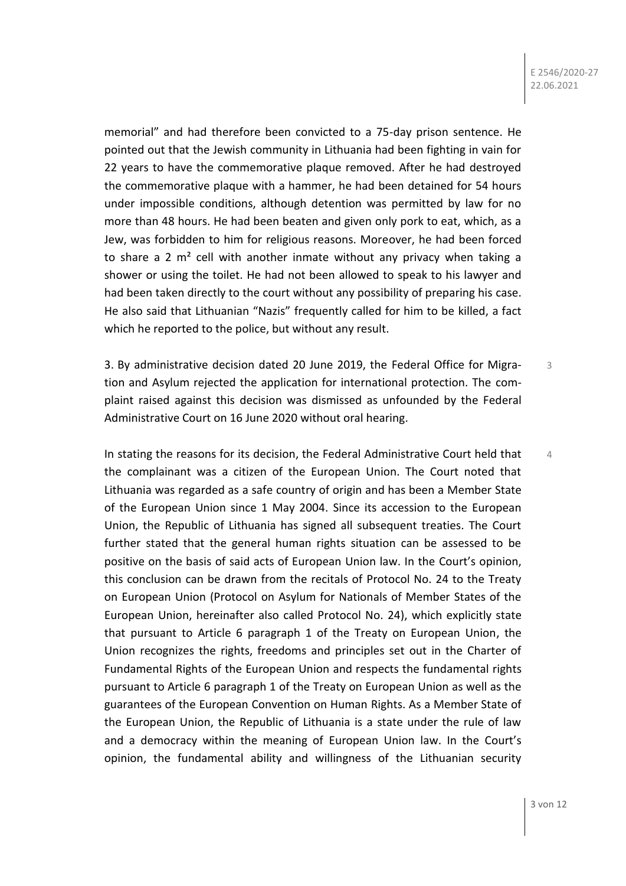memorial" and had therefore been convicted to a 75-day prison sentence. He pointed out that the Jewish community in Lithuania had been fighting in vain for 22 years to have the commemorative plaque removed. After he had destroyed the commemorative plaque with a hammer, he had been detained for 54 hours under impossible conditions, although detention was permitted by law for no more than 48 hours. He had been beaten and given only pork to eat, which, as a Jew, was forbidden to him for religious reasons. Moreover, he had been forced to share a 2 m² cell with another inmate without any privacy when taking a shower or using the toilet. He had not been allowed to speak to his lawyer and had been taken directly to the court without any possibility of preparing his case. He also said that Lithuanian "Nazis" frequently called for him to be killed, a fact which he reported to the police, but without any result.

3 3. By administrative decision dated 20 June 2019, the Federal Office for Migration and Asylum rejected the application for international protection. The complaint raised against this decision was dismissed as unfounded by the Federal Administrative Court on 16 June 2020 without oral hearing.

4 In stating the reasons for its decision, the Federal Administrative Court held that the complainant was a citizen of the European Union. The Court noted that Lithuania was regarded as a safe country of origin and has been a Member State of the European Union since 1 May 2004. Since its accession to the European Union, the Republic of Lithuania has signed all subsequent treaties. The Court further stated that the general human rights situation can be assessed to be positive on the basis of said acts of European Union law. In the Court's opinion, this conclusion can be drawn from the recitals of Protocol No. 24 to the Treaty on European Union (Protocol on Asylum for Nationals of Member States of the European Union, hereinafter also called Protocol No. 24), which explicitly state that pursuant to Article 6 paragraph 1 of the Treaty on European Union, the Union recognizes the rights, freedoms and principles set out in the Charter of Fundamental Rights of the European Union and respects the fundamental rights pursuant to Article 6 paragraph 1 of the Treaty on European Union as well as the guarantees of the European Convention on Human Rights. As a Member State of the European Union, the Republic of Lithuania is a state under the rule of law and a democracy within the meaning of European Union law. In the Court's opinion, the fundamental ability and willingness of the Lithuanian security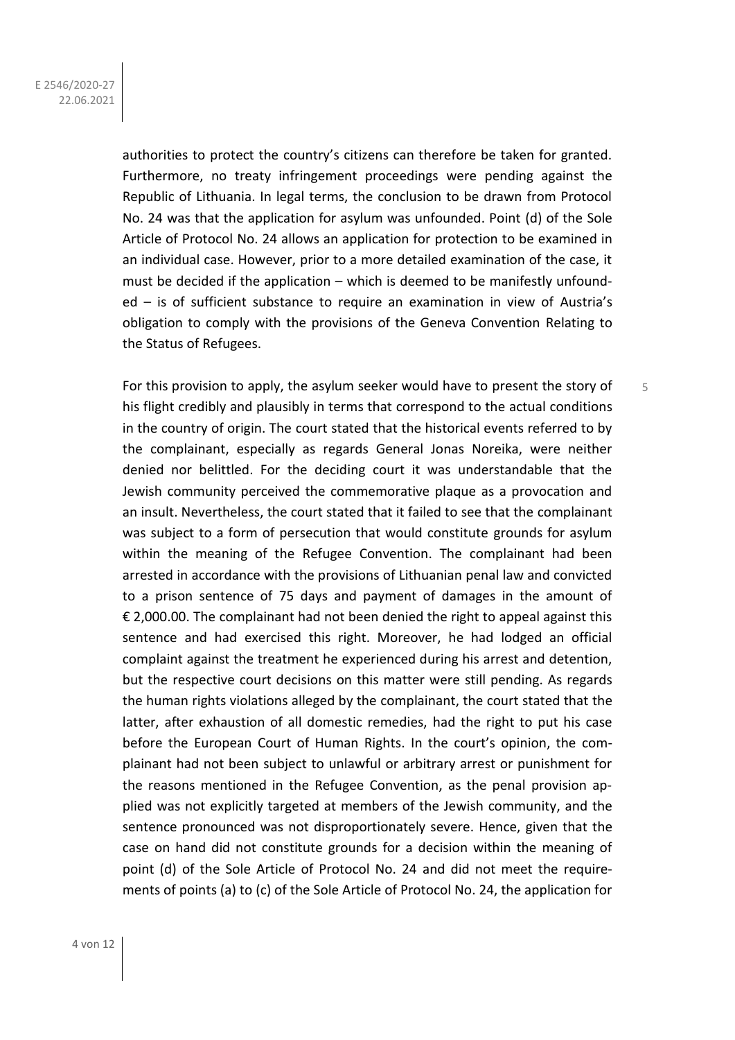authorities to protect the country's citizens can therefore be taken for granted. Furthermore, no treaty infringement proceedings were pending against the Republic of Lithuania. In legal terms, the conclusion to be drawn from Protocol No. 24 was that the application for asylum was unfounded. Point (d) of the Sole Article of Protocol No. 24 allows an application for protection to be examined in an individual case. However, prior to a more detailed examination of the case, it must be decided if the application – which is deemed to be manifestly unfounded – is of sufficient substance to require an examination in view of Austria's obligation to comply with the provisions of the Geneva Convention Relating to the Status of Refugees.

5 For this provision to apply, the asylum seeker would have to present the story of his flight credibly and plausibly in terms that correspond to the actual conditions in the country of origin. The court stated that the historical events referred to by the complainant, especially as regards General Jonas Noreika, were neither denied nor belittled. For the deciding court it was understandable that the Jewish community perceived the commemorative plaque as a provocation and an insult. Nevertheless, the court stated that it failed to see that the complainant was subject to a form of persecution that would constitute grounds for asylum within the meaning of the Refugee Convention. The complainant had been arrested in accordance with the provisions of Lithuanian penal law and convicted to a prison sentence of 75 days and payment of damages in the amount of € 2,000.00. The complainant had not been denied the right to appeal against this sentence and had exercised this right. Moreover, he had lodged an official complaint against the treatment he experienced during his arrest and detention, but the respective court decisions on this matter were still pending. As regards the human rights violations alleged by the complainant, the court stated that the latter, after exhaustion of all domestic remedies, had the right to put his case before the European Court of Human Rights. In the court's opinion, the complainant had not been subject to unlawful or arbitrary arrest or punishment for the reasons mentioned in the Refugee Convention, as the penal provision applied was not explicitly targeted at members of the Jewish community, and the sentence pronounced was not disproportionately severe. Hence, given that the case on hand did not constitute grounds for a decision within the meaning of point (d) of the Sole Article of Protocol No. 24 and did not meet the requirements of points (a) to (c) of the Sole Article of Protocol No. 24, the application for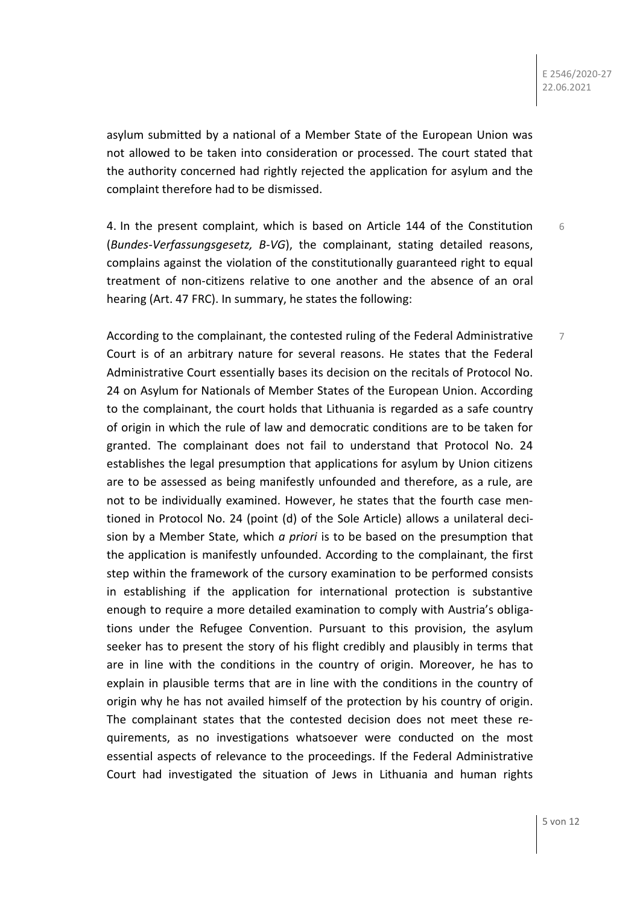asylum submitted by a national of a Member State of the European Union was not allowed to be taken into consideration or processed. The court stated that the authority concerned had rightly rejected the application for asylum and the complaint therefore had to be dismissed.

6

4. In the present complaint, which is based on Article 144 of the Constitution (*Bundes-Verfassungsgesetz, B-VG*), the complainant, stating detailed reasons, complains against the violation of the constitutionally guaranteed right to equal treatment of non-citizens relative to one another and the absence of an oral hearing (Art. 47 FRC). In summary, he states the following:

7

According to the complainant, the contested ruling of the Federal Administrative Court is of an arbitrary nature for several reasons. He states that the Federal Administrative Court essentially bases its decision on the recitals of Protocol No. 24 on Asylum for Nationals of Member States of the European Union. According to the complainant, the court holds that Lithuania is regarded as a safe country of origin in which the rule of law and democratic conditions are to be taken for granted. The complainant does not fail to understand that Protocol No. 24 establishes the legal presumption that applications for asylum by Union citizens are to be assessed as being manifestly unfounded and therefore, as a rule, are not to be individually examined. However, he states that the fourth case mentioned in Protocol No. 24 (point (d) of the Sole Article) allows a unilateral decision by a Member State, which *a priori* is to be based on the presumption that the application is manifestly unfounded. According to the complainant, the first step within the framework of the cursory examination to be performed consists in establishing if the application for international protection is substantive enough to require a more detailed examination to comply with Austria's obligations under the Refugee Convention. Pursuant to this provision, the asylum seeker has to present the story of his flight credibly and plausibly in terms that are in line with the conditions in the country of origin. Moreover, he has to explain in plausible terms that are in line with the conditions in the country of origin why he has not availed himself of the protection by his country of origin. The complainant states that the contested decision does not meet these requirements, as no investigations whatsoever were conducted on the most essential aspects of relevance to the proceedings. If the Federal Administrative Court had investigated the situation of Jews in Lithuania and human rights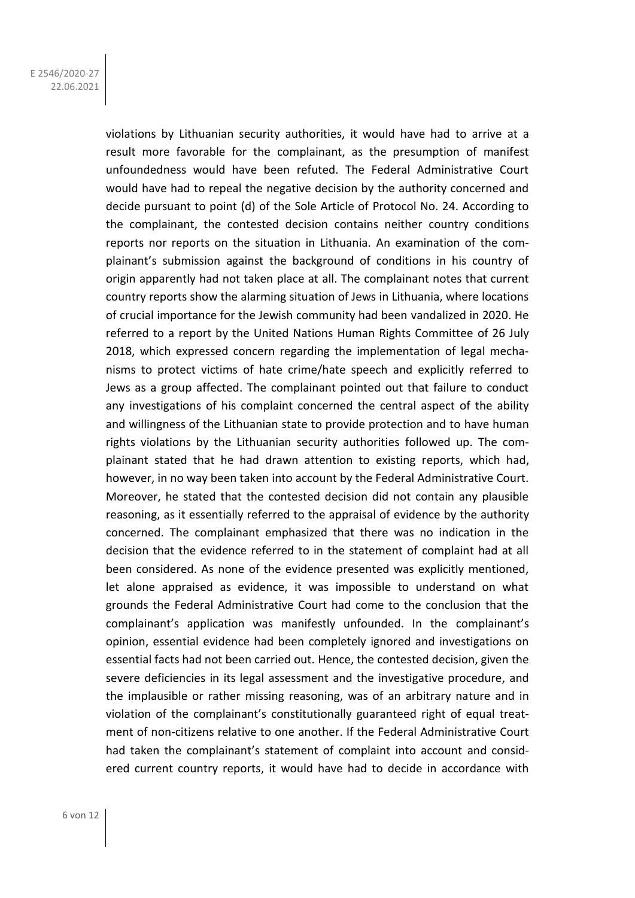violations by Lithuanian security authorities, it would have had to arrive at a result more favorable for the complainant, as the presumption of manifest unfoundedness would have been refuted. The Federal Administrative Court would have had to repeal the negative decision by the authority concerned and decide pursuant to point (d) of the Sole Article of Protocol No. 24. According to the complainant, the contested decision contains neither country conditions reports nor reports on the situation in Lithuania. An examination of the complainant's submission against the background of conditions in his country of origin apparently had not taken place at all. The complainant notes that current country reports show the alarming situation of Jews in Lithuania, where locations of crucial importance for the Jewish community had been vandalized in 2020. He referred to a report by the United Nations Human Rights Committee of 26 July 2018, which expressed concern regarding the implementation of legal mechanisms to protect victims of hate crime/hate speech and explicitly referred to Jews as a group affected. The complainant pointed out that failure to conduct any investigations of his complaint concerned the central aspect of the ability and willingness of the Lithuanian state to provide protection and to have human rights violations by the Lithuanian security authorities followed up. The complainant stated that he had drawn attention to existing reports, which had, however, in no way been taken into account by the Federal Administrative Court. Moreover, he stated that the contested decision did not contain any plausible reasoning, as it essentially referred to the appraisal of evidence by the authority concerned. The complainant emphasized that there was no indication in the decision that the evidence referred to in the statement of complaint had at all been considered. As none of the evidence presented was explicitly mentioned, let alone appraised as evidence, it was impossible to understand on what grounds the Federal Administrative Court had come to the conclusion that the complainant's application was manifestly unfounded. In the complainant's opinion, essential evidence had been completely ignored and investigations on essential facts had not been carried out. Hence, the contested decision, given the severe deficiencies in its legal assessment and the investigative procedure, and the implausible or rather missing reasoning, was of an arbitrary nature and in violation of the complainant's constitutionally guaranteed right of equal treatment of non-citizens relative to one another. If the Federal Administrative Court had taken the complainant's statement of complaint into account and considered current country reports, it would have had to decide in accordance with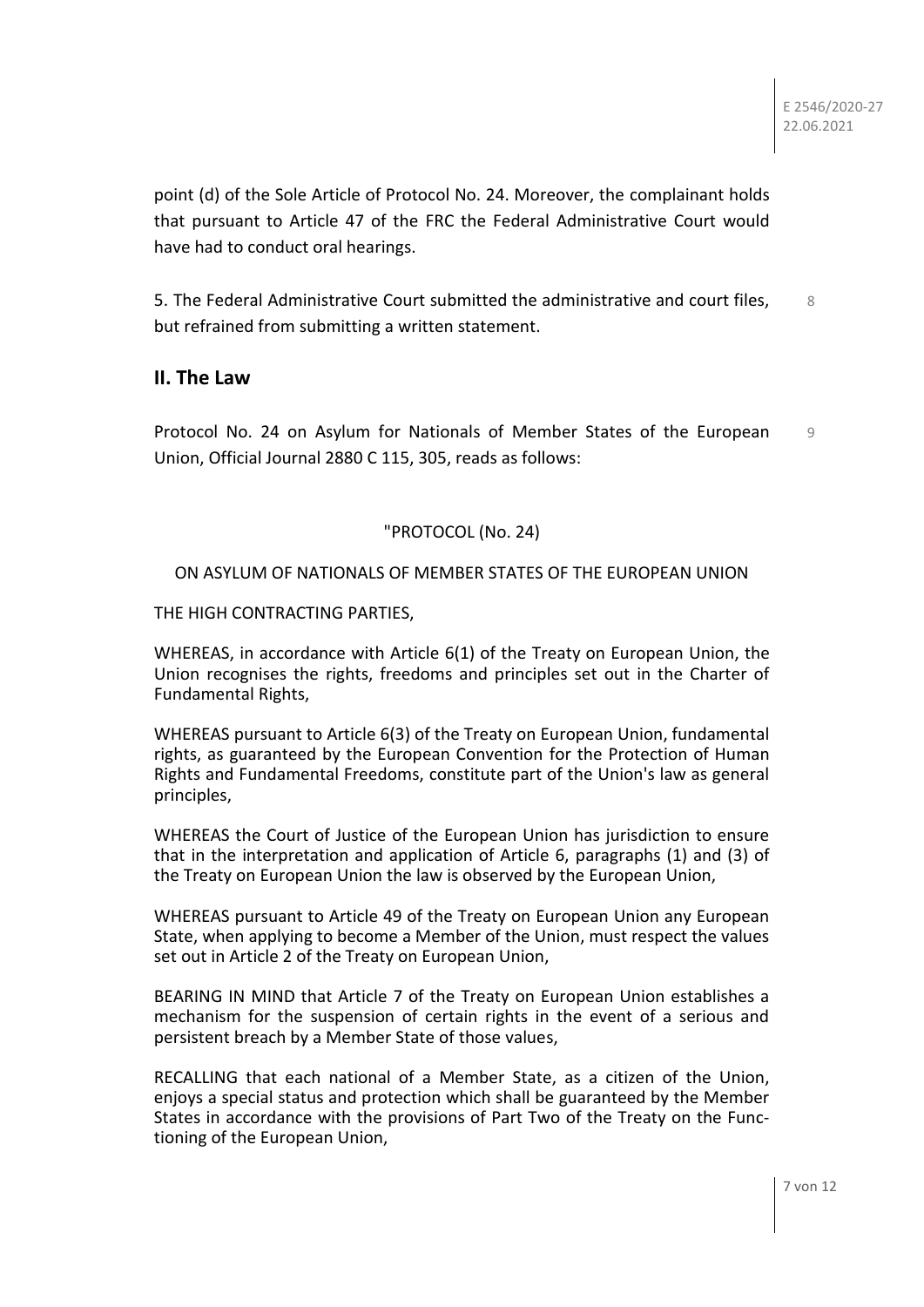point (d) of the Sole Article of Protocol No. 24. Moreover, the complainant holds that pursuant to Article 47 of the FRC the Federal Administrative Court would have had to conduct oral hearings.

5. The Federal Administrative Court submitted the administrative and court files, but refrained from submitting a written statement.

8

## II. The Law

Protocol No. 24 on Asylum for Nationals of Member States of the European Union, Official Journal 2880 C 115, 305, reads as follows:

9

"PROTOCOL (No. 24)

ON ASYLUM OF NATIONALS OF MEMBER STATES OF THE EUROPEAN UNION

THE HIGH CONTRACTING PARTIES,

WHEREAS, in accordance with Article 6(1) of the Treaty on European Union, the Union recognises the rights, freedoms and principles set out in the Charter of Fundamental Rights,

WHEREAS pursuant to Article 6(3) of the Treaty on European Union, fundamental rights, as guaranteed by the European Convention for the Protection of Human Rights and Fundamental Freedoms, constitute part of the Union's law as general principles,

WHEREAS the Court of Justice of the European Union has jurisdiction to ensure that in the interpretation and application of Article 6, paragraphs (1) and (3) of the Treaty on European Union the law is observed by the European Union,

WHEREAS pursuant to Article 49 of the Treaty on European Union any European State, when applying to become a Member of the Union, must respect the values set out in Article 2 of the Treaty on European Union,

BEARING IN MIND that Article 7 of the Treaty on European Union establishes a mechanism for the suspension of certain rights in the event of a serious and persistent breach by a Member State of those values,

RECALLING that each national of a Member State, as a citizen of the Union, enjoys a special status and protection which shall be guaranteed by the Member States in accordance with the provisions of Part Two of the Treaty on the Functioning of the European Union,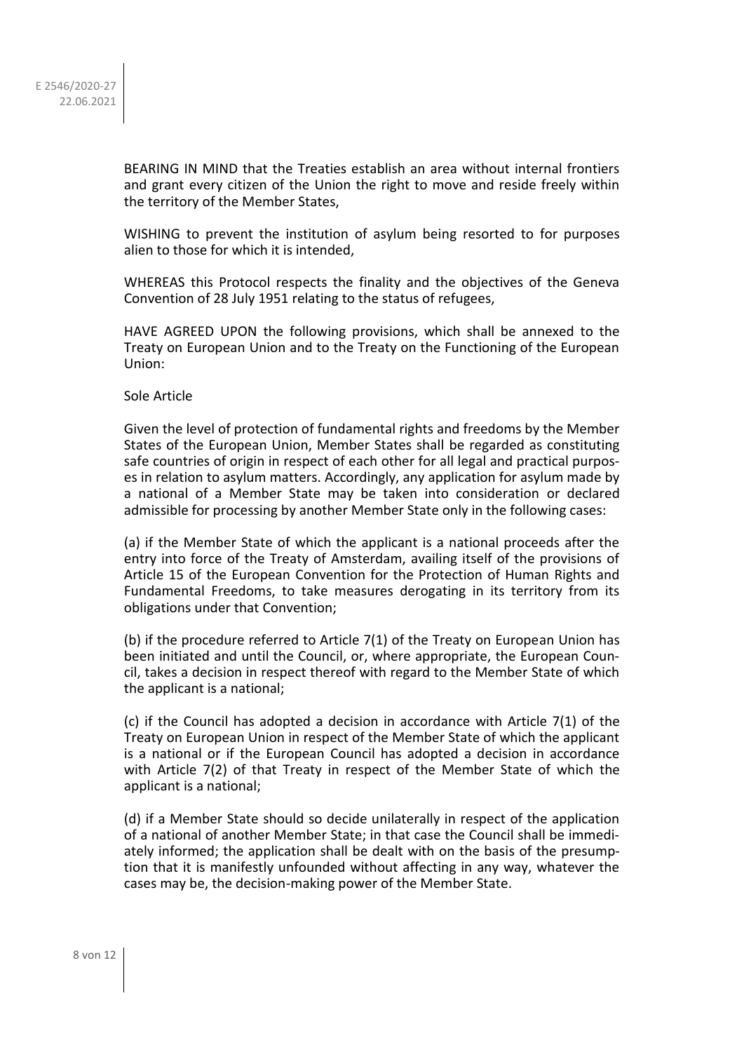BEARING IN MIND that the Treaties establish an area without internal frontiers and grant every citizen of the Union the right to move and reside freely within the territory of the Member States,

WISHING to prevent the institution of asylum being resorted to for purposes alien to those for which it is intended,

WHEREAS this Protocol respects the finality and the objectives of the Geneva Convention of 28 July 1951 relating to the status of refugees,

HAVE AGREED UPON the following provisions, which shall be annexed to the Treaty on European Union and to the Treaty on the Functioning of the European Union:

Sole Article

Given the level of protection of fundamental rights and freedoms by the Member States of the European Union, Member States shall be regarded as constituting safe countries of origin in respect of each other for all legal and practical purposes in relation to asylum matters. Accordingly, any application for asylum made by a national of a Member State may be taken into consideration or declared admissible for processing by another Member State only in the following cases:

(a) if the Member State of which the applicant is a national proceeds after the entry into force of the Treaty of Amsterdam, availing itself of the provisions of Article 15 of the European Convention for the Protection of Human Rights and Fundamental Freedoms, to take measures derogating in its territory from its obligations under that Convention;

(b) if the procedure referred to Article 7(1) of the Treaty on European Union has been initiated and until the Council, or, where appropriate, the European Council, takes a decision in respect thereof with regard to the Member State of which the applicant is a national;

(c) if the Council has adopted a decision in accordance with Article 7(1) of the Treaty on European Union in respect of the Member State of which the applicant is a national or if the European Council has adopted a decision in accordance with Article 7(2) of that Treaty in respect of the Member State of which the applicant is a national;

(d) if a Member State should so decide unilaterally in respect of the application of a national of another Member State; in that case the Council shall be immediately informed; the application shall be dealt with on the basis of the presumption that it is manifestly unfounded without affecting in any way, whatever the cases may be, the decision-making power of the Member State.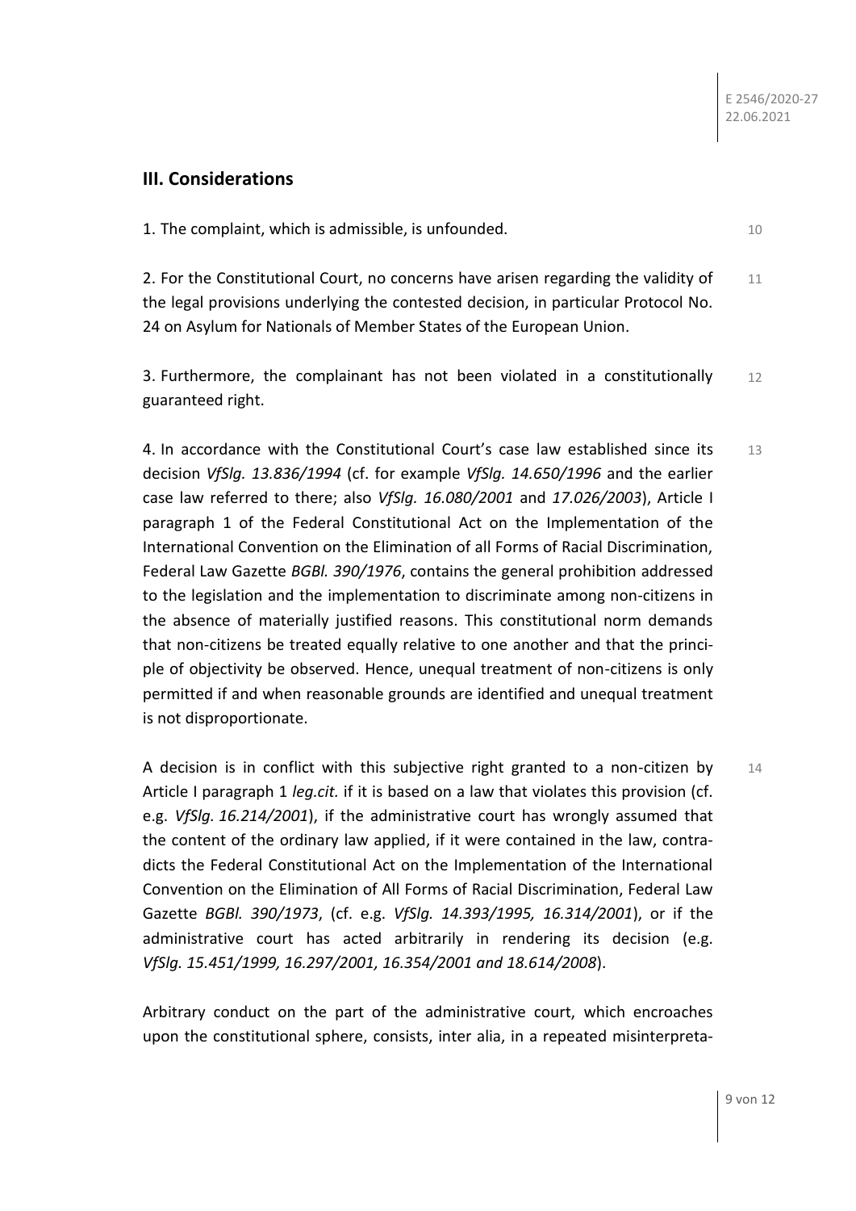## III. Considerations

1. The complaint, which is admissible, is unfounded. 10

2. For the Constitutional Court, no concerns have arisen regarding the validity of the legal provisions underlying the contested decision, in particular Protocol No. 24 on Asylum for Nationals of Member States of the European Union. 11

3. Furthermore, the complainant has not been violated in a constitutionally guaranteed right. 12

4. In accordance with the Constitutional Court's case law established since its decision *VfSlg. 13.836/1994* (cf. for example *VfSlg. 14.650/1996* and the earlier case law referred to there; also *VfSlg. 16.080/2001* and *17.026/2003*), Article I paragraph 1 of the Federal Constitutional Act on the Implementation of the International Convention on the Elimination of all Forms of Racial Discrimination, Federal Law Gazette *BGBl. 390/1976*, contains the general prohibition addressed to the legislation and the implementation to discriminate among non-citizens in the absence of materially justified reasons. This constitutional norm demands that non-citizens be treated equally relative to one another and that the principle of objectivity be observed. Hence, unequal treatment of non-citizens is only permitted if and when reasonable grounds are identified and unequal treatment is not disproportionate. 13

A decision is in conflict with this subjective right granted to a non-citizen by Article I paragraph 1 *leg.cit.* if it is based on a law that violates this provision (cf. e.g. *VfSlg. 16.214/2001*), if the administrative court has wrongly assumed that the content of the ordinary law applied, if it were contained in the law, contradicts the Federal Constitutional Act on the Implementation of the International Convention on the Elimination of All Forms of Racial Discrimination, Federal Law Gazette *BGBl. 390/1973*, (cf. e.g. *VfSlg. 14.393/1995, 16.314/2001*), or if the administrative court has acted arbitrarily in rendering its decision (e.g. *VfSlg. 15.451/1999, 16.297/2001, 16.354/2001 and 18.614/2008*). 14

Arbitrary conduct on the part of the administrative court, which encroaches upon the constitutional sphere, consists, inter alia, in a repeated misinterpreta-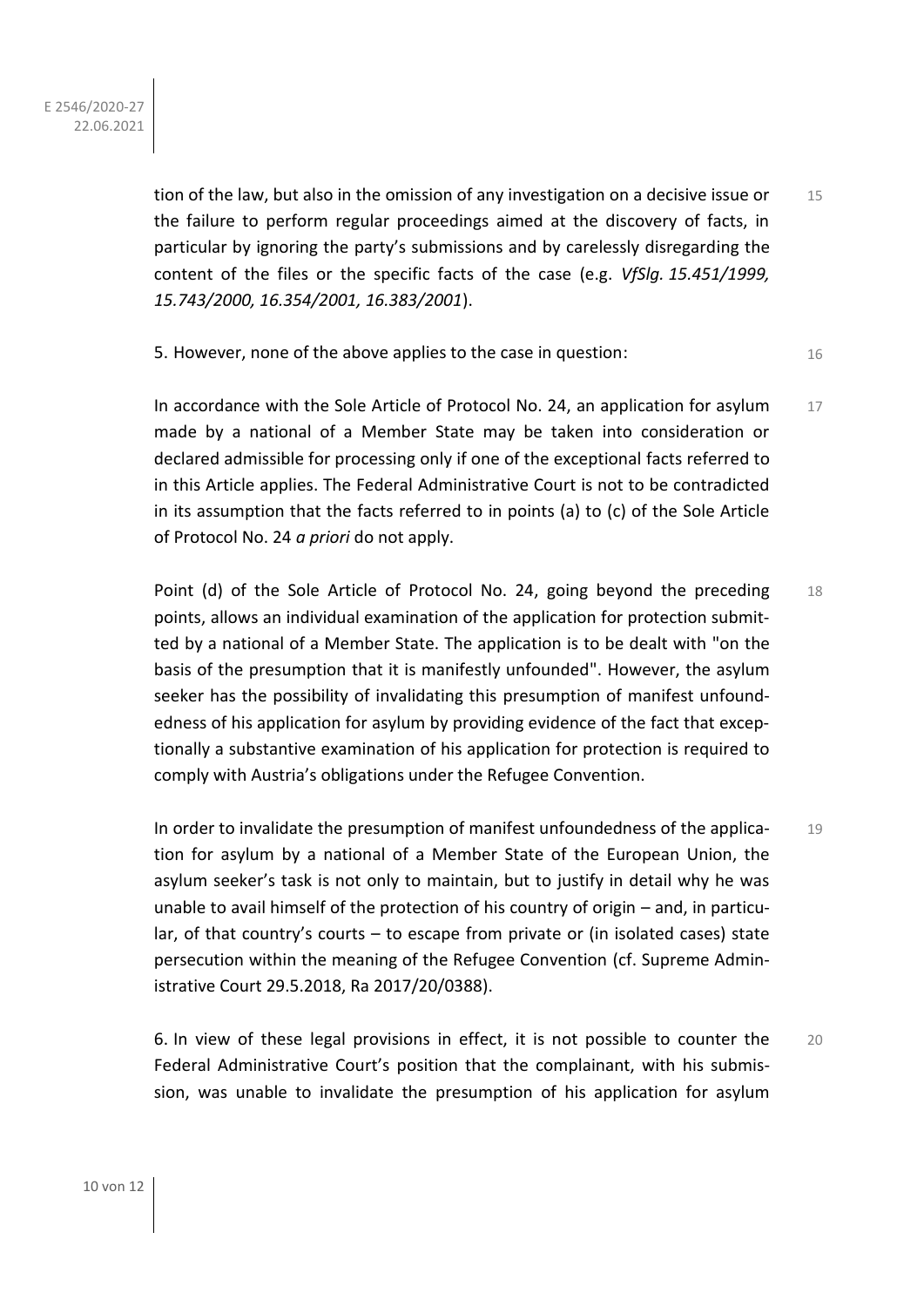tion of the law, but also in the omission of any investigation on a decisive issue or the failure to perform regular proceedings aimed at the discovery of facts, in particular by ignoring the party's submissions and by carelessly disregarding the content of the files or the specific facts of the case (e.g. *VfSlg. 15.451/1999, 15.743/2000, 16.354/2001, 16.383/2001*). 15

5. However, none of the above applies to the case in question: 16

In accordance with the Sole Article of Protocol No. 24, an application for asylum made by a national of a Member State may be taken into consideration or declared admissible for processing only if one of the exceptional facts referred to in this Article applies. The Federal Administrative Court is not to be contradicted in its assumption that the facts referred to in points (a) to (c) of the Sole Article of Protocol No. 24 *a priori* do not apply. 17

Point (d) of the Sole Article of Protocol No. 24, going beyond the preceding points, allows an individual examination of the application for protection submitted by a national of a Member State. The application is to be dealt with "on the basis of the presumption that it is manifestly unfounded". However, the asylum seeker has the possibility of invalidating this presumption of manifest unfoundedness of his application for asylum by providing evidence of the fact that exceptionally a substantive examination of his application for protection is required to comply with Austria's obligations under the Refugee Convention. 18

In order to invalidate the presumption of manifest unfoundedness of the application for asylum by a national of a Member State of the European Union, the asylum seeker's task is not only to maintain, but to justify in detail why he was unable to avail himself of the protection of his country of origin – and, in particular, of that country's courts – to escape from private or (in isolated cases) state persecution within the meaning of the Refugee Convention (cf. Supreme Administrative Court 29.5.2018, Ra 2017/20/0388). 19

6. In view of these legal provisions in effect, it is not possible to counter the Federal Administrative Court's position that the complainant, with his submission, was unable to invalidate the presumption of his application for asylum 20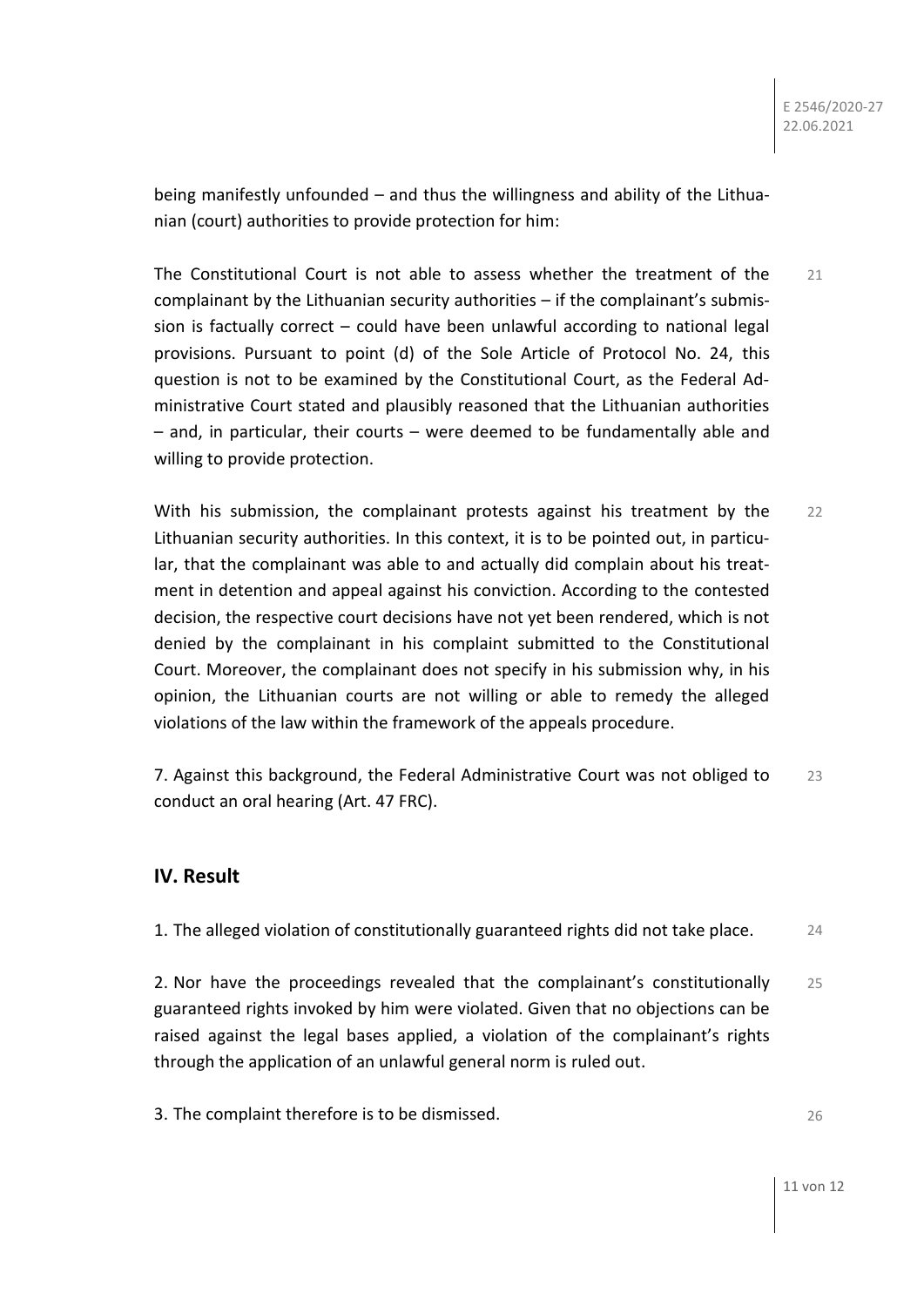being manifestly unfounded – and thus the willingness and ability of the Lithuanian (court) authorities to provide protection for him:

The Constitutional Court is not able to assess whether the treatment of the complainant by the Lithuanian security authorities – if the complainant's submission is factually correct – could have been unlawful according to national legal provisions. Pursuant to point (d) of the Sole Article of Protocol No. 24, this question is not to be examined by the Constitutional Court, as the Federal Administrative Court stated and plausibly reasoned that the Lithuanian authorities – and, in particular, their courts – were deemed to be fundamentally able and willing to provide protection. 21

With his submission, the complainant protests against his treatment by the Lithuanian security authorities. In this context, it is to be pointed out, in particular, that the complainant was able to and actually did complain about his treatment in detention and appeal against his conviction. According to the contested decision, the respective court decisions have not yet been rendered, which is not denied by the complainant in his complaint submitted to the Constitutional Court. Moreover, the complainant does not specify in his submission why, in his opinion, the Lithuanian courts are not willing or able to remedy the alleged violations of the law within the framework of the appeals procedure. 22

7. Against this background, the Federal Administrative Court was not obliged to conduct an oral hearing (Art. 47 FRC). 23

## IV. Result

1. The alleged violation of constitutionally guaranteed rights did not take place. 24

2. Nor have the proceedings revealed that the complainant's constitutionally guaranteed rights invoked by him were violated. Given that no objections can be raised against the legal bases applied, a violation of the complainant's rights through the application of an unlawful general norm is ruled out. 25

3. The complaint therefore is to be dismissed. 26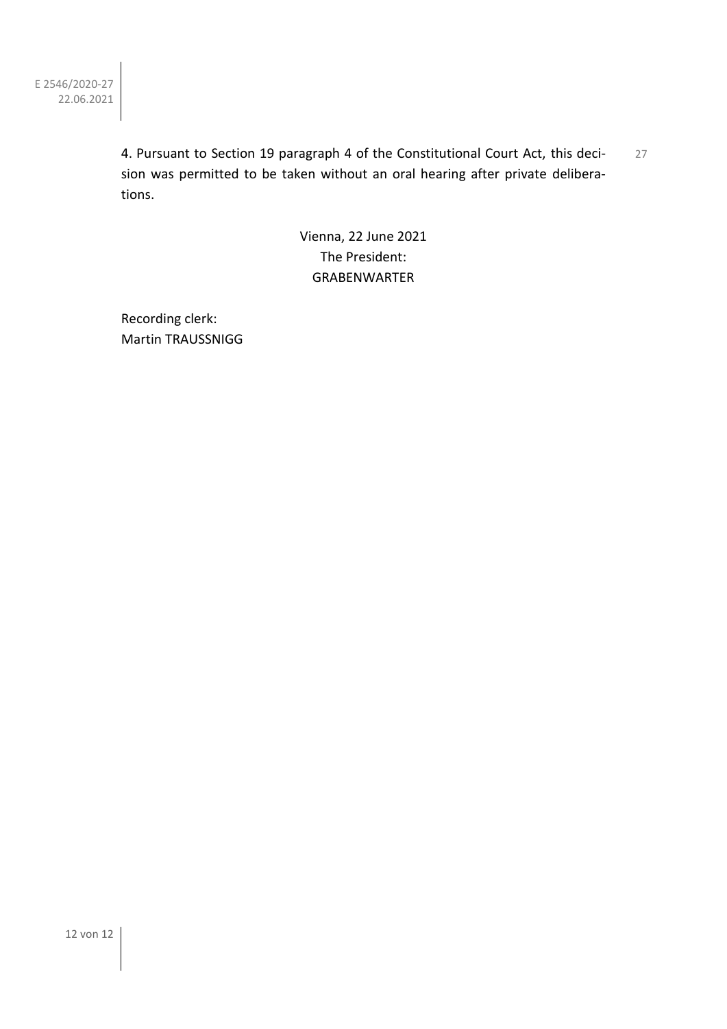4. Pursuant to Section 19 paragraph 4 of the Constitutional Court Act, this decision was permitted to be taken without an oral hearing after private deliberations.

27

Vienna, 22 June 2021
The President:
GRABENWARTER

Recording clerk:
Martin TRAUSSNIGG